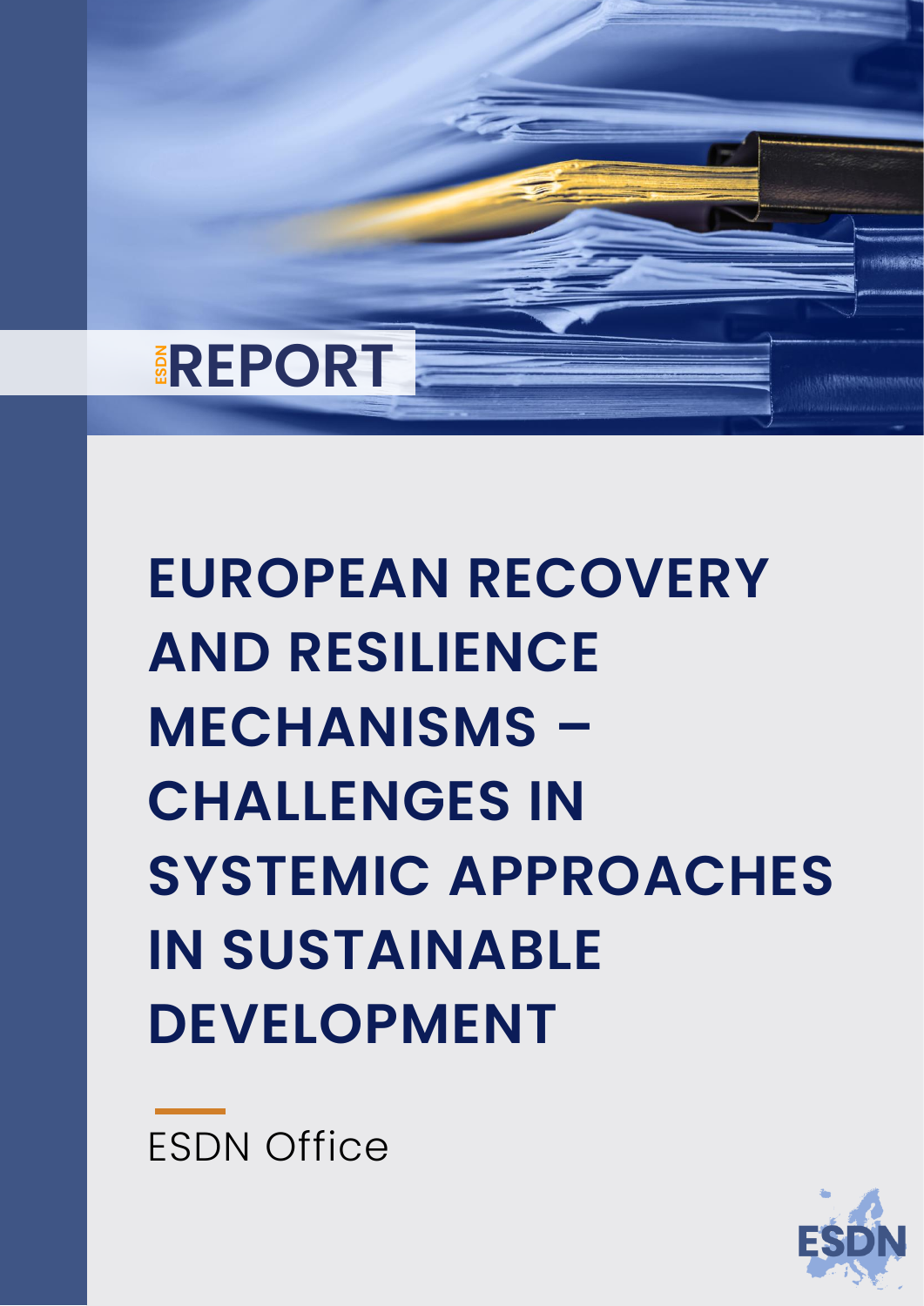ESDN REPORT

# EUROPEAN RECOVERY AND RESILIENCE MECHANISMS – CHALLENGES IN SYSTEMIC APPROACHES IN SUSTAINABLE DEVELOPMENT

ESDN Office

ESDN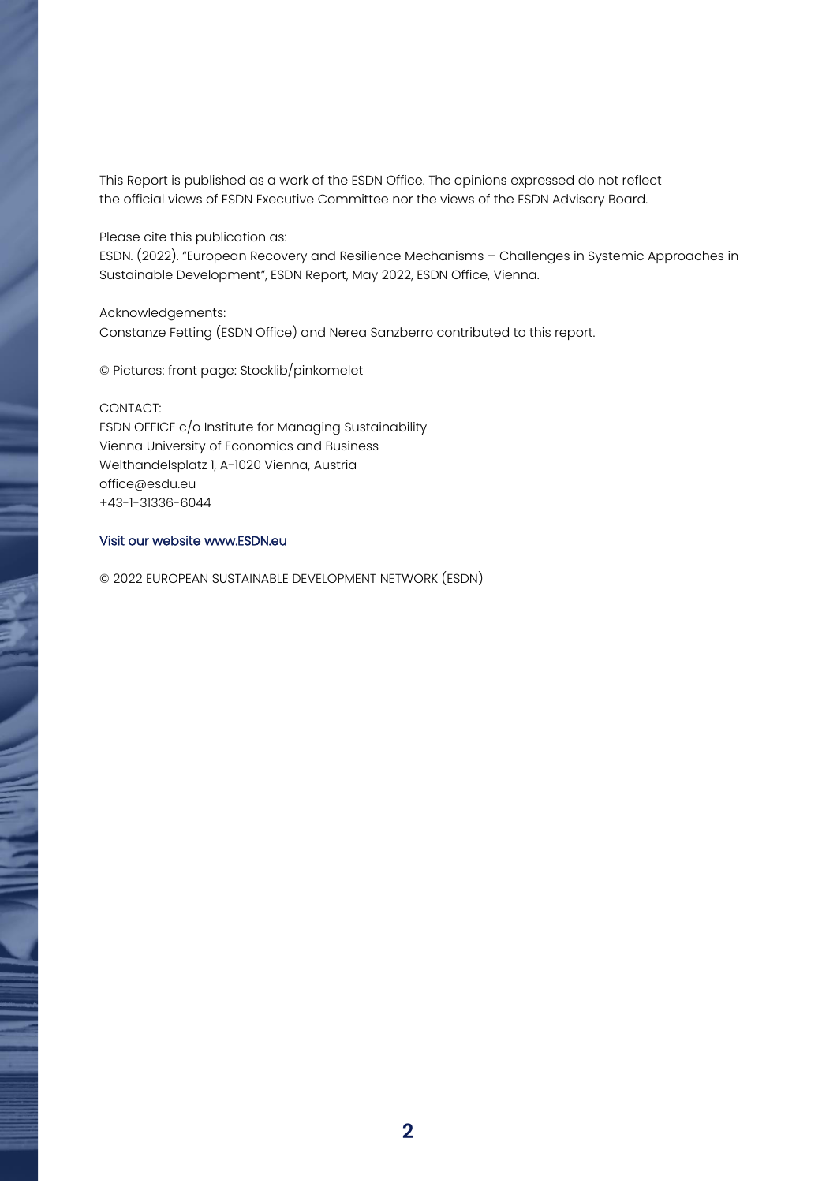This Report is published as a work of the ESDN Office. The opinions expressed do not reflect the official views of ESDN Executive Committee nor the views of the ESDN Advisory Board.

Please cite this publication as:
ESDN. (2022). "European Recovery and Resilience Mechanisms – Challenges in Systemic Approaches in Sustainable Development", ESDN Report, May 2022, ESDN Office, Vienna.

Acknowledgements:
Constanze Fetting (ESDN Office) and Nerea Sanzberro contributed to this report.

© Pictures: front page: Stocklib/pinkomelet

CONTACT:
ESDN OFFICE c/o Institute for Managing Sustainability
Vienna University of Economics and Business
Welthandelsplatz 1, A-1020 Vienna, Austria
office@esdu.eu
+43-1-31336-6044

Visit our website www.ESDN.eu

© 2022 EUROPEAN SUSTAINABLE DEVELOPMENT NETWORK (ESDN)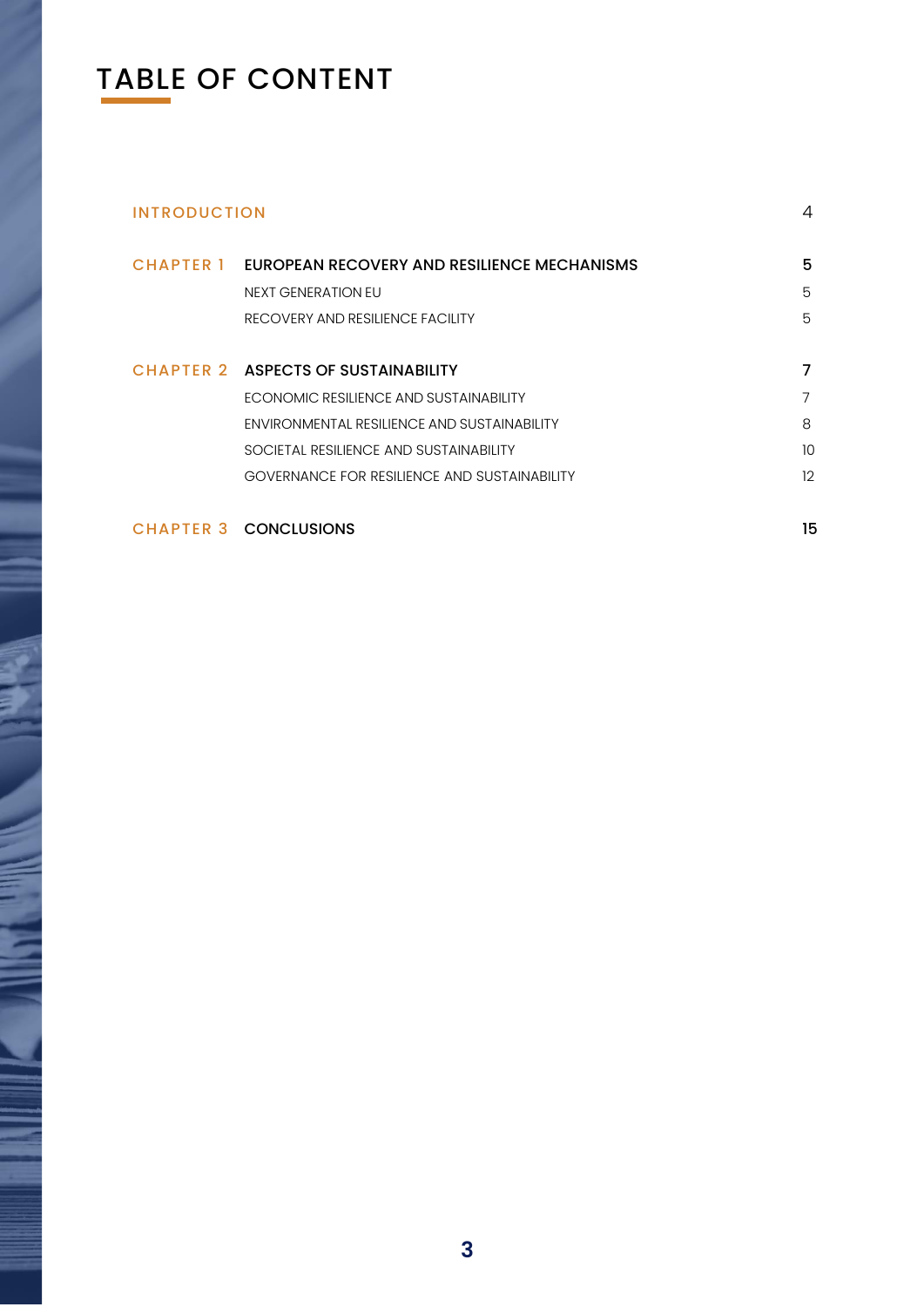# TABLE OF CONTENT

| | | |
|---|---|---|
| INTRODUCTION | | 4 |
| CHAPTER 1 | **EUROPEAN RECOVERY AND RESILIENCE MECHANISMS** | **5** |
| | NEXT GENERATION EU | 5 |
| | RECOVERY AND RESILIENCE FACILITY | 5 |
| CHAPTER 2 | **ASPECTS OF SUSTAINABILITY** | **7** |
| | ECONOMIC RESILIENCE AND SUSTAINABILITY | 7 |
| | ENVIRONMENTAL RESILIENCE AND SUSTAINABILITY | 8 |
| | SOCIETAL RESILIENCE AND SUSTAINABILITY | 10 |
| | GOVERNANCE FOR RESILIENCE AND SUSTAINABILITY | 12 |
| CHAPTER 3 | **CONCLUSIONS** | **15** |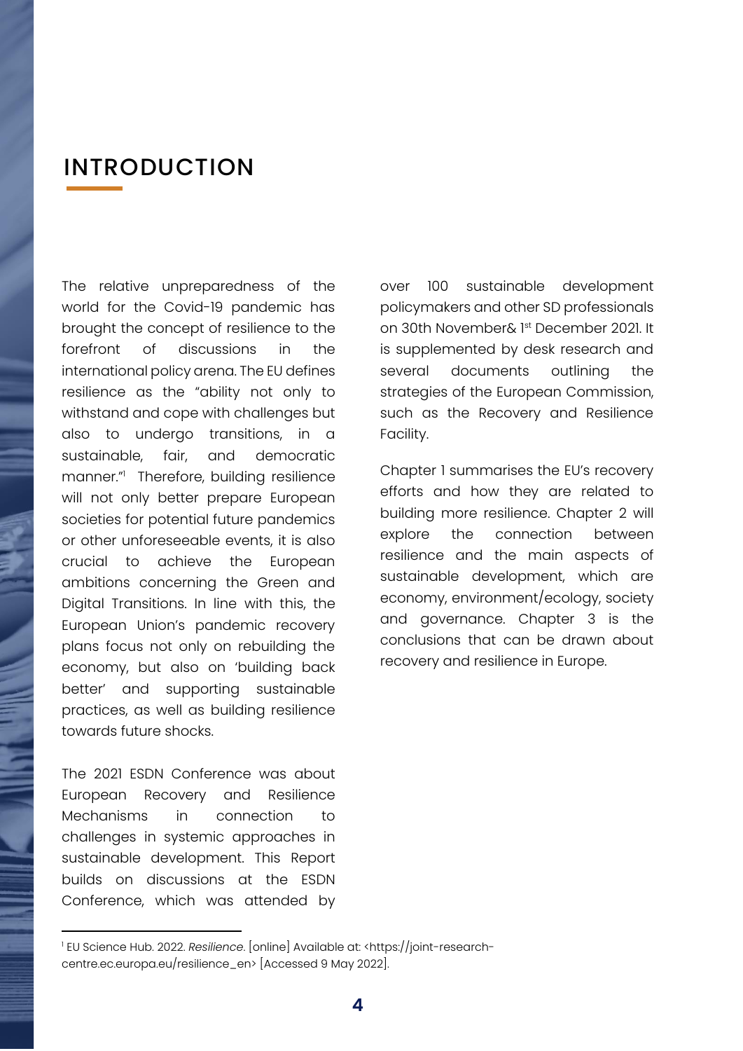# INTRODUCTION

The relative unpreparedness of the world for the Covid-19 pandemic has brought the concept of resilience to the forefront of discussions in the international policy arena. The EU defines resilience as the "ability not only to withstand and cope with challenges but also to undergo transitions, in a sustainable, fair, and democratic manner."[1] Therefore, building resilience will not only better prepare European societies for potential future pandemics or other unforeseeable events, it is also crucial to achieve the European ambitions concerning the Green and Digital Transitions. In line with this, the European Union's pandemic recovery plans focus not only on rebuilding the economy, but also on 'building back better' and supporting sustainable practices, as well as building resilience towards future shocks.

The 2021 ESDN Conference was about European Recovery and Resilience Mechanisms in connection to challenges in systemic approaches in sustainable development. This Report builds on discussions at the ESDN Conference, which was attended by over 100 sustainable development policymakers and other SD professionals on 30th November& 1st December 2021. It is supplemented by desk research and several documents outlining the strategies of the European Commission, such as the Recovery and Resilience Facility.

Chapter 1 summarises the EU's recovery efforts and how they are related to building more resilience. Chapter 2 will explore the connection between resilience and the main aspects of sustainable development, which are economy, environment/ecology, society and governance. Chapter 3 is the conclusions that can be drawn about recovery and resilience in Europe.

[1] EU Science Hub. 2022. *Resilience*. [online] Available at: <https://joint-research-centre.ec.europa.eu/resilience_en> [Accessed 9 May 2022].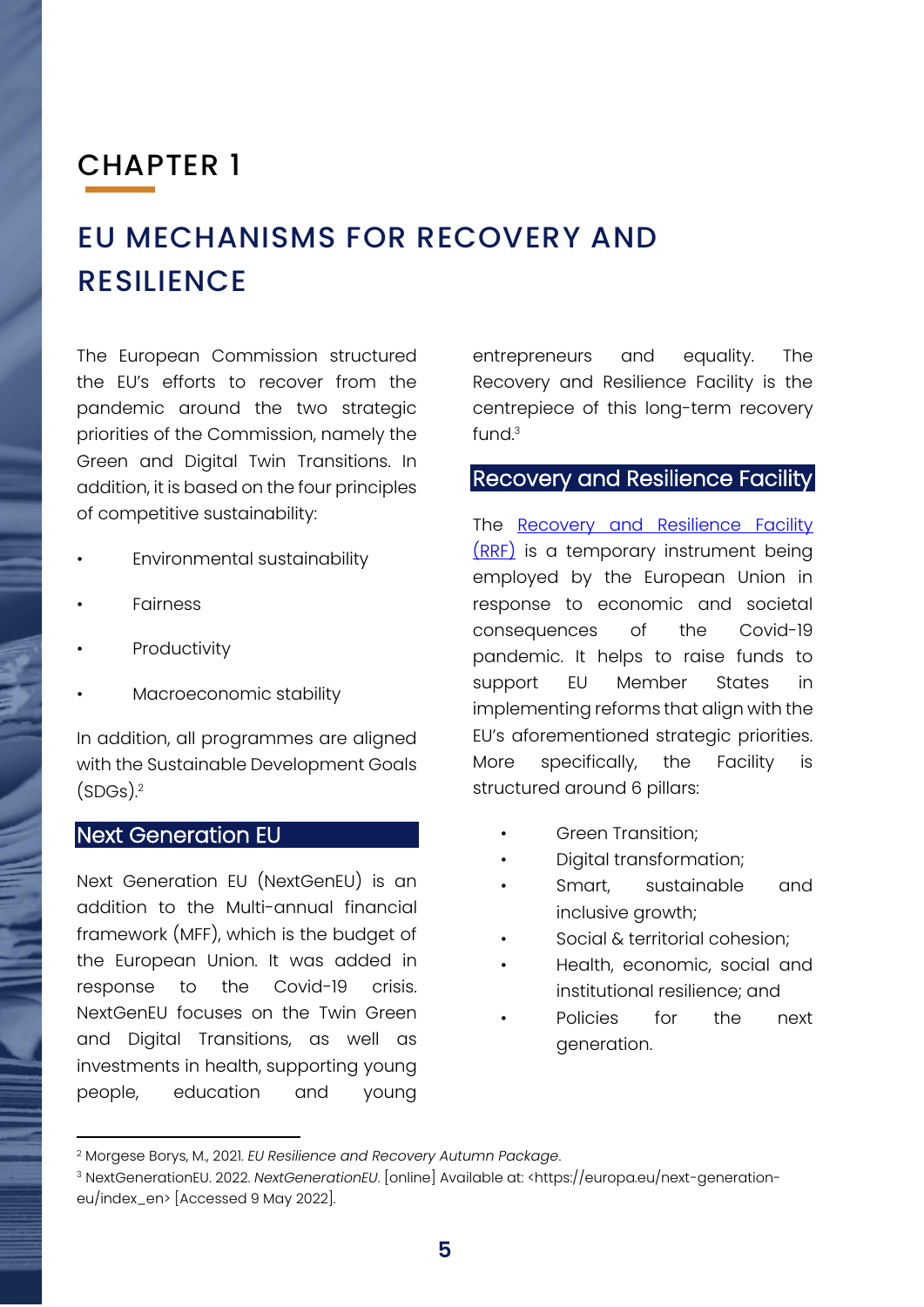# CHAPTER 1

# EU MECHANISMS FOR RECOVERY AND RESILIENCE

The European Commission structured the EU's efforts to recover from the pandemic around the two strategic priorities of the Commission, namely the Green and Digital Twin Transitions. In addition, it is based on the four principles of competitive sustainability:

- Environmental sustainability
- Fairness
- Productivity
- Macroeconomic stability

In addition, all programmes are aligned with the Sustainable Development Goals (SDGs).[2]

## Next Generation EU

Next Generation EU (NextGenEU) is an addition to the Multi-annual financial framework (MFF), which is the budget of the European Union. It was added in response to the Covid-19 crisis. NextGenEU focuses on the Twin Green and Digital Transitions, as well as investments in health, supporting young people, education and young entrepreneurs and equality. The Recovery and Resilience Facility is the centrepiece of this long-term recovery fund.[3]

## Recovery and Resilience Facility

The [Recovery and Resilience Facility (RRF)] is a temporary instrument being employed by the European Union in response to economic and societal consequences of the Covid-19 pandemic. It helps to raise funds to support EU Member States in implementing reforms that align with the EU's aforementioned strategic priorities. More specifically, the Facility is structured around 6 pillars:

- Green Transition;
- Digital transformation;
- Smart, sustainable and inclusive growth;
- Social & territorial cohesion;
- Health, economic, social and institutional resilience; and
- Policies for the next generation.

---

[2] Morgese Borys, M., 2021. *EU Resilience and Recovery Autumn Package*.

[3] NextGenerationEU. 2022. *NextGenerationEU*. [online] Available at: <https://europa.eu/next-generation-eu/index_en> [Accessed 9 May 2022].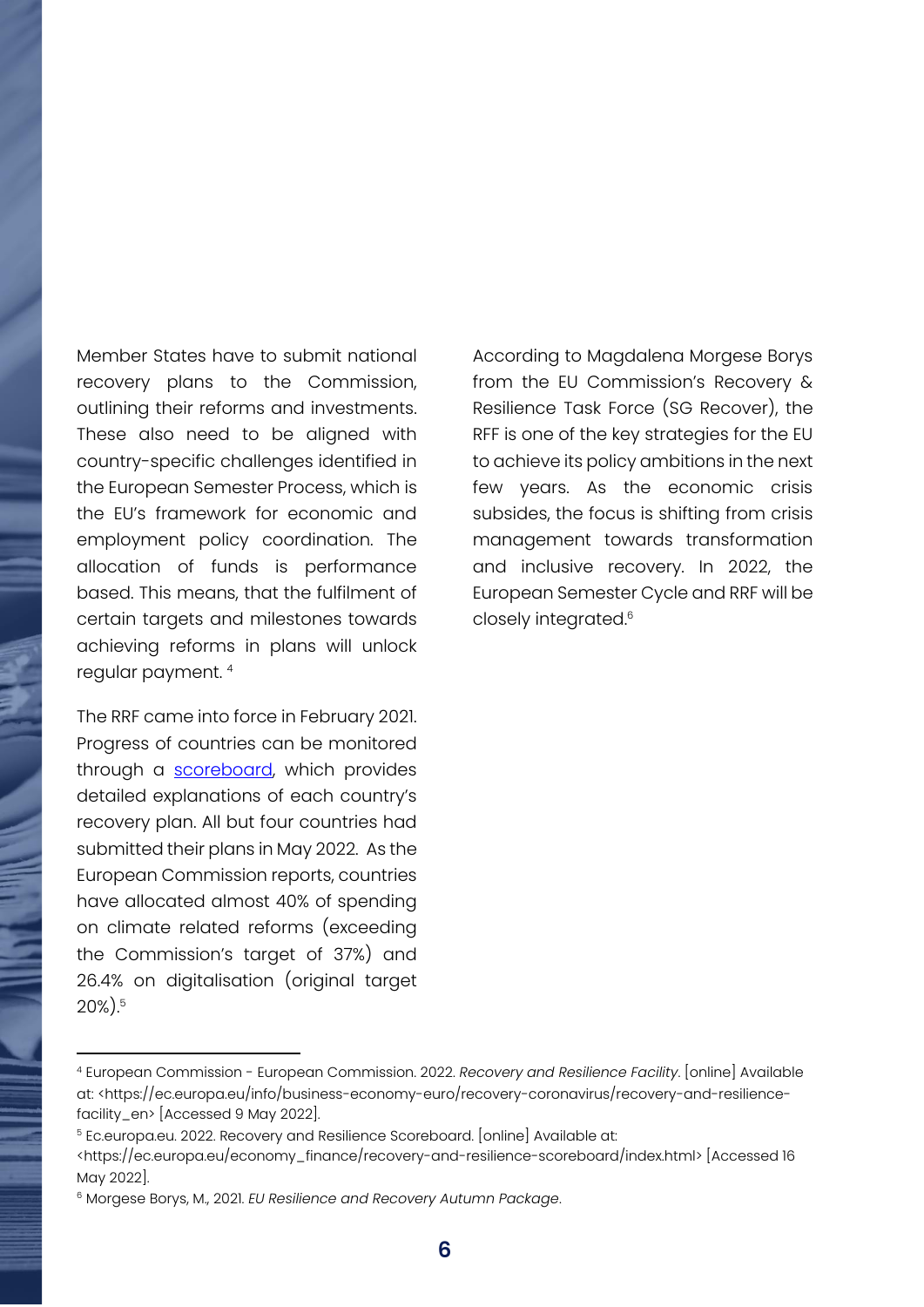Member States have to submit national recovery plans to the Commission, outlining their reforms and investments. These also need to be aligned with country-specific challenges identified in the European Semester Process, which is the EU's framework for economic and employment policy coordination. The allocation of funds is performance based. This means, that the fulfilment of certain targets and milestones towards achieving reforms in plans will unlock regular payment. [4]

The RRF came into force in February 2021. Progress of countries can be monitored through a [scoreboard](https://ec.europa.eu/economy_finance/recovery-and-resilience-scoreboard/index.html), which provides detailed explanations of each country's recovery plan. All but four countries had submitted their plans in May 2022. As the European Commission reports, countries have allocated almost 40% of spending on climate related reforms (exceeding the Commission's target of 37%) and 26.4% on digitalisation (original target 20%).[5]

According to Magdalena Morgese Borys from the EU Commission's Recovery & Resilience Task Force (SG Recover), the RFF is one of the key strategies for the EU to achieve its policy ambitions in the next few years. As the economic crisis subsides, the focus is shifting from crisis management towards transformation and inclusive recovery. In 2022, the European Semester Cycle and RRF will be closely integrated.[6]

---

[4] European Commission - European Commission. 2022. *Recovery and Resilience Facility*. [online] Available at: <https://ec.europa.eu/info/business-economy-euro/recovery-coronavirus/recovery-and-resilience-facility_en> [Accessed 9 May 2022].

[5] Ec.europa.eu. 2022. Recovery and Resilience Scoreboard. [online] Available at: <https://ec.europa.eu/economy_finance/recovery-and-resilience-scoreboard/index.html> [Accessed 16 May 2022].

[6] Morgese Borys, M., 2021. *EU Resilience and Recovery Autumn Package*.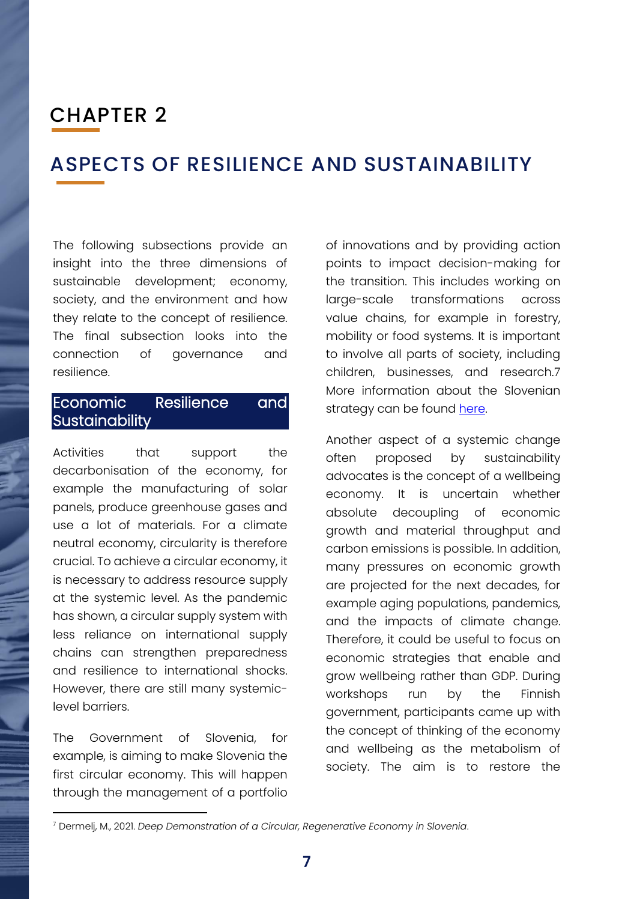# CHAPTER 2

## ASPECTS OF RESILIENCE AND SUSTAINABILITY

The following subsections provide an insight into the three dimensions of sustainable development; economy, society, and the environment and how they relate to the concept of resilience. The final subsection looks into the connection of governance and resilience.

### Economic Resilience and Sustainability

Activities that support the decarbonisation of the economy, for example the manufacturing of solar panels, produce greenhouse gases and use a lot of materials. For a climate neutral economy, circularity is therefore crucial. To achieve a circular economy, it is necessary to address resource supply at the systemic level. As the pandemic has shown, a circular supply system with less reliance on international supply chains can strengthen preparedness and resilience to international shocks. However, there are still many systemic-level barriers.

The Government of Slovenia, for example, is aiming to make Slovenia the first circular economy. This will happen through the management of a portfolio of innovations and by providing action points to impact decision-making for the transition. This includes working on large-scale transformations across value chains, for example in forestry, mobility or food systems. It is important to involve all parts of society, including children, businesses, and research.[7] More information about the Slovenian strategy can be found here.

Another aspect of a systemic change often proposed by sustainability advocates is the concept of a wellbeing economy. It is uncertain whether absolute decoupling of economic growth and material throughput and carbon emissions is possible. In addition, many pressures on economic growth are projected for the next decades, for example aging populations, pandemics, and the impacts of climate change. Therefore, it could be useful to focus on economic strategies that enable and grow wellbeing rather than GDP. During workshops run by the Finnish government, participants came up with the concept of thinking of the economy and wellbeing as the metabolism of society. The aim is to restore the

---

[7] Dermelj, M., 2021. *Deep Demonstration of a Circular, Regenerative Economy in Slovenia*.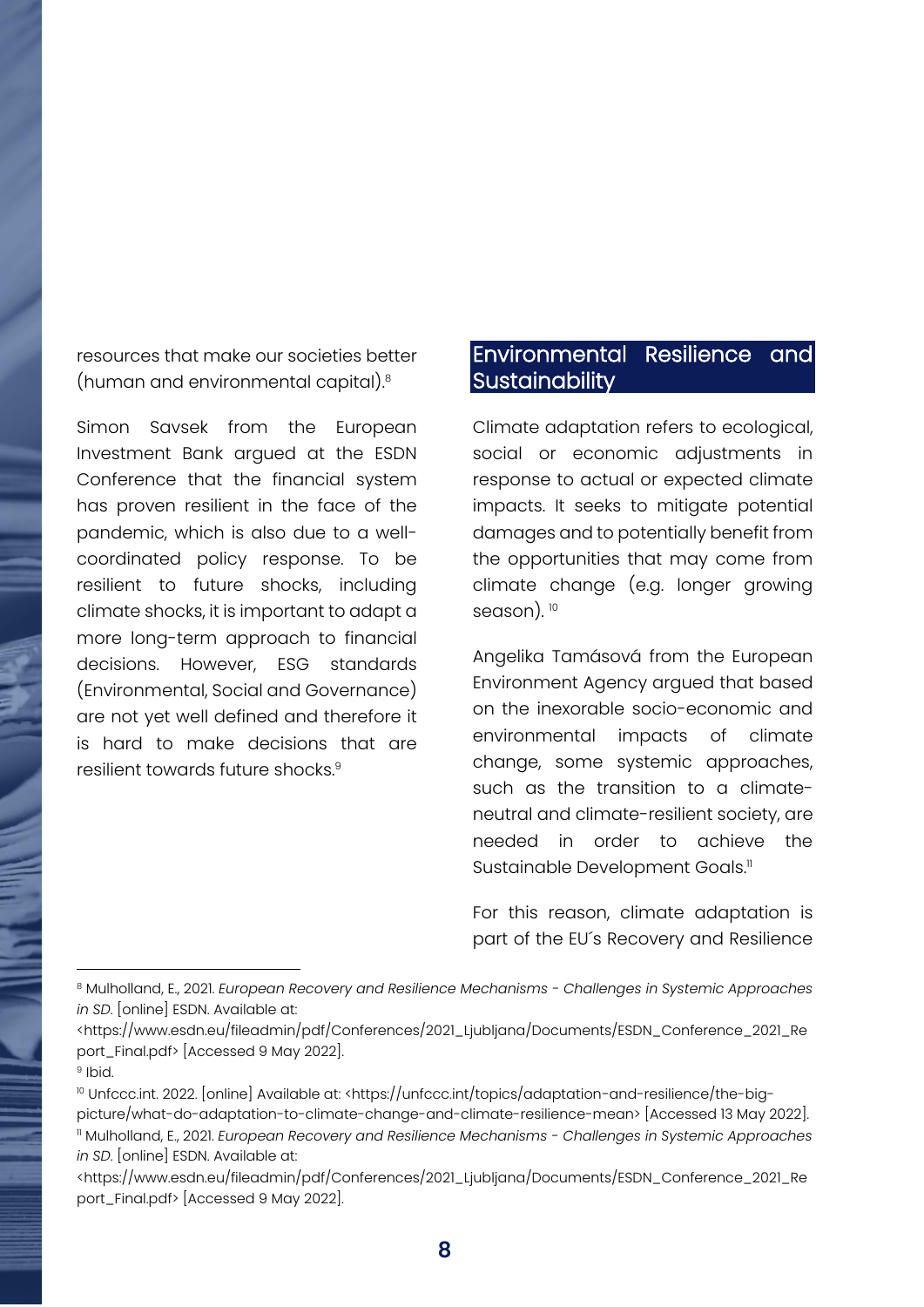resources that make our societies better (human and environmental capital).[8]

Simon Savsek from the European Investment Bank argued at the ESDN Conference that the financial system has proven resilient in the face of the pandemic, which is also due to a well-coordinated policy response. To be resilient to future shocks, including climate shocks, it is important to adapt a more long-term approach to financial decisions. However, ESG standards (Environmental, Social and Governance) are not yet well defined and therefore it is hard to make decisions that are resilient towards future shocks.[9]

## Environmental Resilience and Sustainability

Climate adaptation refers to ecological, social or economic adjustments in response to actual or expected climate impacts. It seeks to mitigate potential damages and to potentially benefit from the opportunities that may come from climate change (e.g. longer growing season). [10]

Angelika Tamásová from the European Environment Agency argued that based on the inexorable socio-economic and environmental impacts of climate change, some systemic approaches, such as the transition to a climate-neutral and climate-resilient society, are needed in order to achieve the Sustainable Development Goals.[11]

For this reason, climate adaptation is part of the EU´s Recovery and Resilience

---

[8] Mulholland, E., 2021. *European Recovery and Resilience Mechanisms - Challenges in Systemic Approaches in SD*. [online] ESDN. Available at: <https://www.esdn.eu/fileadmin/pdf/Conferences/2021_Ljubljana/Documents/ESDN_Conference_2021_Report_Final.pdf> [Accessed 9 May 2022].

[9] Ibid.

[10] Unfccc.int. 2022. [online] Available at: <https://unfccc.int/topics/adaptation-and-resilience/the-big-picture/what-do-adaptation-to-climate-change-and-climate-resilience-mean> [Accessed 13 May 2022].

[11] Mulholland, E., 2021. *European Recovery and Resilience Mechanisms - Challenges in Systemic Approaches in SD*. [online] ESDN. Available at: <https://www.esdn.eu/fileadmin/pdf/Conferences/2021_Ljubljana/Documents/ESDN_Conference_2021_Report_Final.pdf> [Accessed 9 May 2022].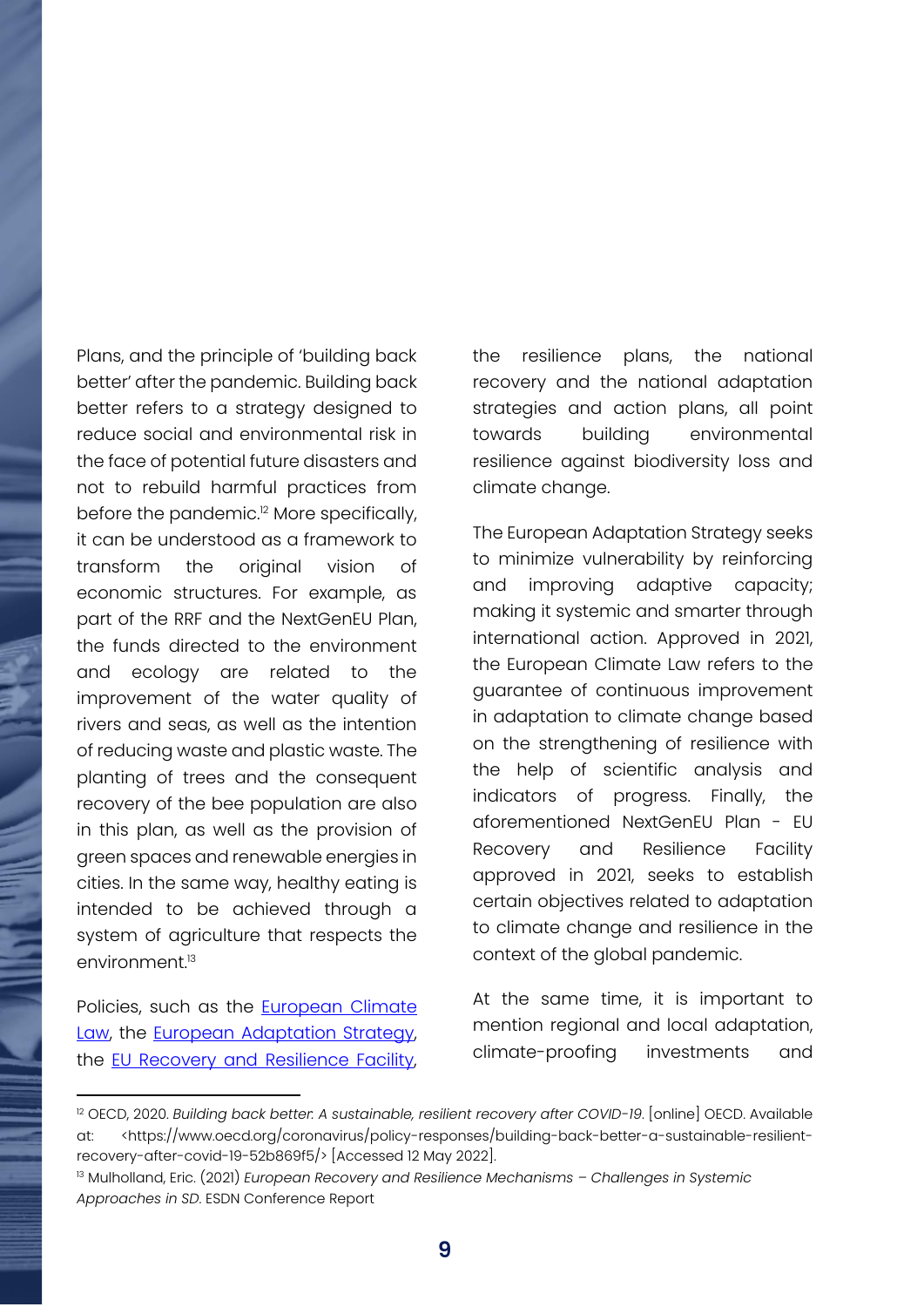Plans, and the principle of 'building back better' after the pandemic. Building back better refers to a strategy designed to reduce social and environmental risk in the face of potential future disasters and not to rebuild harmful practices from before the pandemic.[12] More specifically, it can be understood as a framework to transform the original vision of economic structures. For example, as part of the RRF and the NextGenEU Plan, the funds directed to the environment and ecology are related to the improvement of the water quality of rivers and seas, as well as the intention of reducing waste and plastic waste. The planting of trees and the consequent recovery of the bee population are also in this plan, as well as the provision of green spaces and renewable energies in cities. In the same way, healthy eating is intended to be achieved through a system of agriculture that respects the environment.[13]

Policies, such as the European Climate Law, the European Adaptation Strategy, the EU Recovery and Resilience Facility, the resilience plans, the national recovery and the national adaptation strategies and action plans, all point towards building environmental resilience against biodiversity loss and climate change.

The European Adaptation Strategy seeks to minimize vulnerability by reinforcing and improving adaptive capacity; making it systemic and smarter through international action. Approved in 2021, the European Climate Law refers to the guarantee of continuous improvement in adaptation to climate change based on the strengthening of resilience with the help of scientific analysis and indicators of progress. Finally, the aforementioned NextGenEU Plan - EU Recovery and Resilience Facility approved in 2021, seeks to establish certain objectives related to adaptation to climate change and resilience in the context of the global pandemic.

At the same time, it is important to mention regional and local adaptation, climate-proofing investments and

---

[12] OECD, 2020. *Building back better. A sustainable, resilient recovery after COVID-19*. [online] OECD. Available at: <https://www.oecd.org/coronavirus/policy-responses/building-back-better-a-sustainable-resilient-recovery-after-covid-19-52b869f5/> [Accessed 12 May 2022].

[13] Mulholland, Eric. (2021) *European Recovery and Resilience Mechanisms – Challenges in Systemic Approaches in SD*. ESDN Conference Report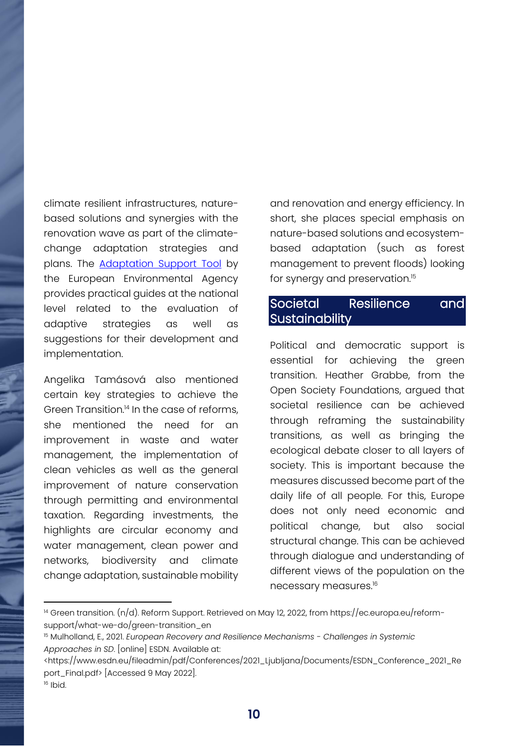climate resilient infrastructures, nature-based solutions and synergies with the renovation wave as part of the climate-change adaptation strategies and plans. The [Adaptation Support Tool] by the European Environmental Agency provides practical guides at the national level related to the evaluation of adaptive strategies as well as suggestions for their development and implementation.

Angelika Tamásová also mentioned certain key strategies to achieve the Green Transition.[14] In the case of reforms, she mentioned the need for an improvement in waste and water management, the implementation of clean vehicles as well as the general improvement of nature conservation through permitting and environmental taxation. Regarding investments, the highlights are circular economy and water management, clean power and networks, biodiversity and climate change adaptation, sustainable mobility and renovation and energy efficiency. In short, she places special emphasis on nature-based solutions and ecosystem-based adaptation (such as forest management to prevent floods) looking for synergy and preservation.[15]

## Societal Resilience and Sustainability

Political and democratic support is essential for achieving the green transition. Heather Grabbe, from the Open Society Foundations, argued that societal resilience can be achieved through reframing the sustainability transitions, as well as bringing the ecological debate closer to all layers of society. This is important because the measures discussed become part of the daily life of all people. For this, Europe does not only need economic and political change, but also social structural change. This can be achieved through dialogue and understanding of different views of the population on the necessary measures.[16]

---

[14] Green transition. (n/d). Reform Support. Retrieved on May 12, 2022, from https://ec.europa.eu/reform-support/what-we-do/green-transition_en

[15] Mulholland, E., 2021. *European Recovery and Resilience Mechanisms - Challenges in Systemic Approaches in SD*. [online] ESDN. Available at: <https://www.esdn.eu/fileadmin/pdf/Conferences/2021_Ljubljana/Documents/ESDN_Conference_2021_Report_Final.pdf> [Accessed 9 May 2022].

[16] Ibid.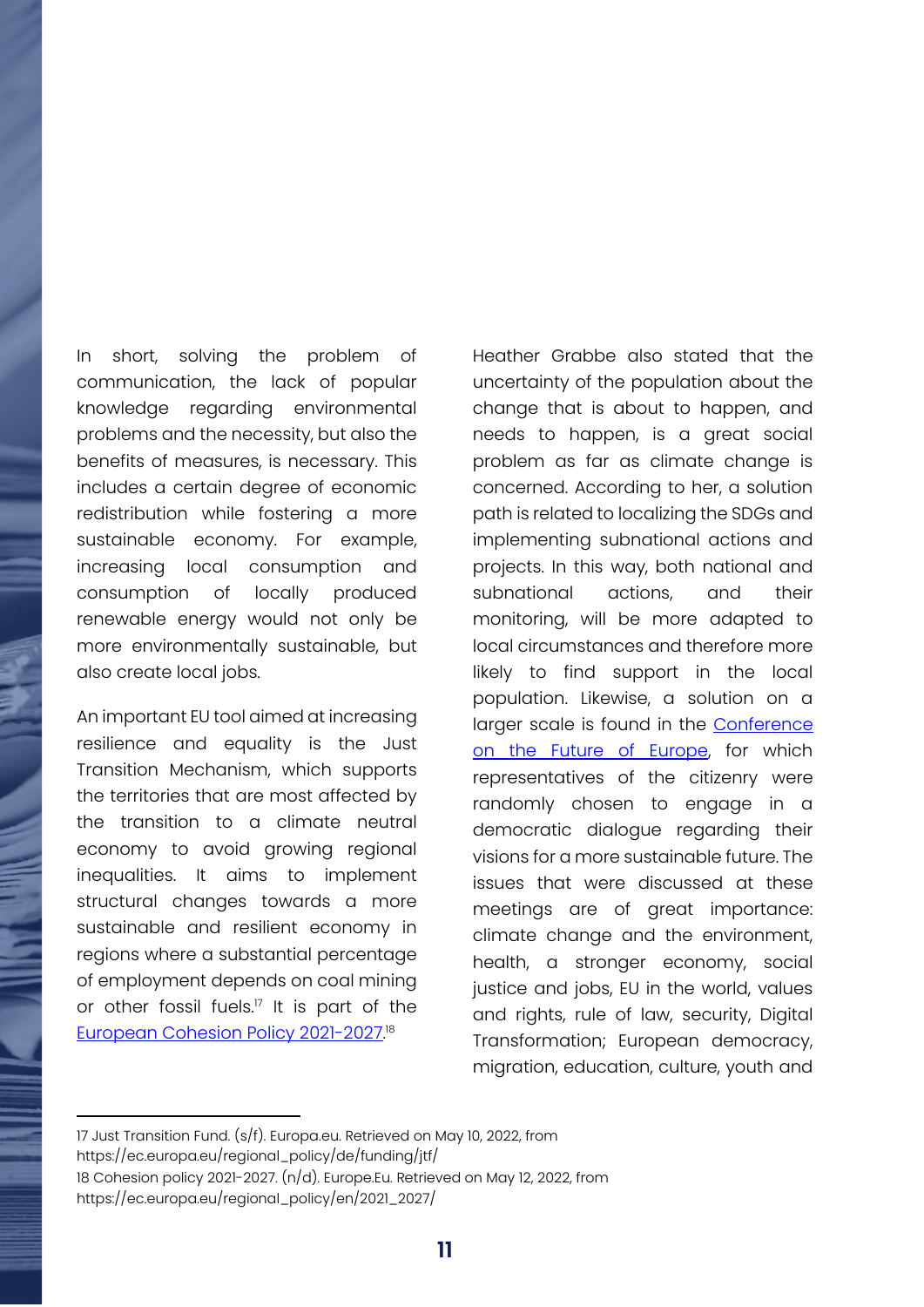In short, solving the problem of communication, the lack of popular knowledge regarding environmental problems and the necessity, but also the benefits of measures, is necessary. This includes a certain degree of economic redistribution while fostering a more sustainable economy. For example, increasing local consumption and consumption of locally produced renewable energy would not only be more environmentally sustainable, but also create local jobs.

An important EU tool aimed at increasing resilience and equality is the Just Transition Mechanism, which supports the territories that are most affected by the transition to a climate neutral economy to avoid growing regional inequalities. It aims to implement structural changes towards a more sustainable and resilient economy in regions where a substantial percentage of employment depends on coal mining or other fossil fuels.[17] It is part of the [European Cohesion Policy 2021-2027](https://ec.europa.eu/regional_policy/en/2021_2027/).[18]

Heather Grabbe also stated that the uncertainty of the population about the change that is about to happen, and needs to happen, is a great social problem as far as climate change is concerned. According to her, a solution path is related to localizing the SDGs and implementing subnational actions and projects. In this way, both national and subnational actions, and their monitoring, will be more adapted to local circumstances and therefore more likely to find support in the local population. Likewise, a solution on a larger scale is found in the Conference on the Future of Europe, for which representatives of the citizenry were randomly chosen to engage in a democratic dialogue regarding their visions for a more sustainable future. The issues that were discussed at these meetings are of great importance: climate change and the environment, health, a stronger economy, social justice and jobs, EU in the world, values and rights, rule of law, security, Digital Transformation; European democracy, migration, education, culture, youth and

---

17 Just Transition Fund. (s/f). Europa.eu. Retrieved on May 10, 2022, from https://ec.europa.eu/regional_policy/de/funding/jtf/

18 Cohesion policy 2021-2027. (n/d). Europe.Eu. Retrieved on May 12, 2022, from https://ec.europa.eu/regional_policy/en/2021_2027/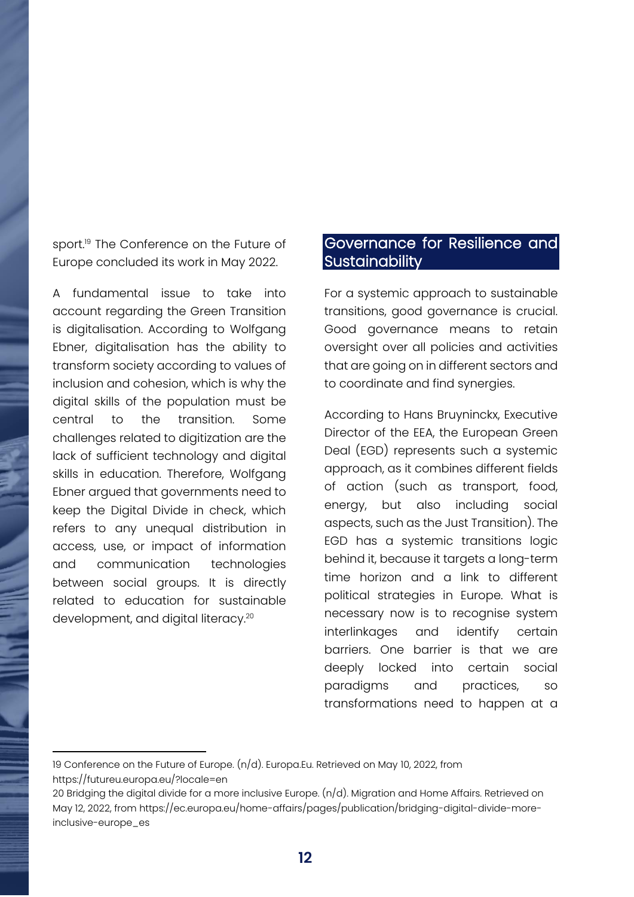sport.[19] The Conference on the Future of Europe concluded its work in May 2022.

A fundamental issue to take into account regarding the Green Transition is digitalisation. According to Wolfgang Ebner, digitalisation has the ability to transform society according to values of inclusion and cohesion, which is why the digital skills of the population must be central to the transition. Some challenges related to digitization are the lack of sufficient technology and digital skills in education. Therefore, Wolfgang Ebner argued that governments need to keep the Digital Divide in check, which refers to any unequal distribution in access, use, or impact of information and communication technologies between social groups. It is directly related to education for sustainable development, and digital literacy.[20]

## Governance for Resilience and Sustainability

For a systemic approach to sustainable transitions, good governance is crucial. Good governance means to retain oversight over all policies and activities that are going on in different sectors and to coordinate and find synergies.

According to Hans Bruyninckx, Executive Director of the EEA, the European Green Deal (EGD) represents such a systemic approach, as it combines different fields of action (such as transport, food, energy, but also including social aspects, such as the Just Transition). The EGD has a systemic transitions logic behind it, because it targets a long-term time horizon and a link to different political strategies in Europe. What is necessary now is to recognise system interlinkages and identify certain barriers. One barrier is that we are deeply locked into certain social paradigms and practices, so transformations need to happen at a

---

19 Conference on the Future of Europe. (n/d). Europa.Eu. Retrieved on May 10, 2022, from https://futureu.europa.eu/?locale=en

20 Bridging the digital divide for a more inclusive Europe. (n/d). Migration and Home Affairs. Retrieved on May 12, 2022, from https://ec.europa.eu/home-affairs/pages/publication/bridging-digital-divide-more-inclusive-europe_es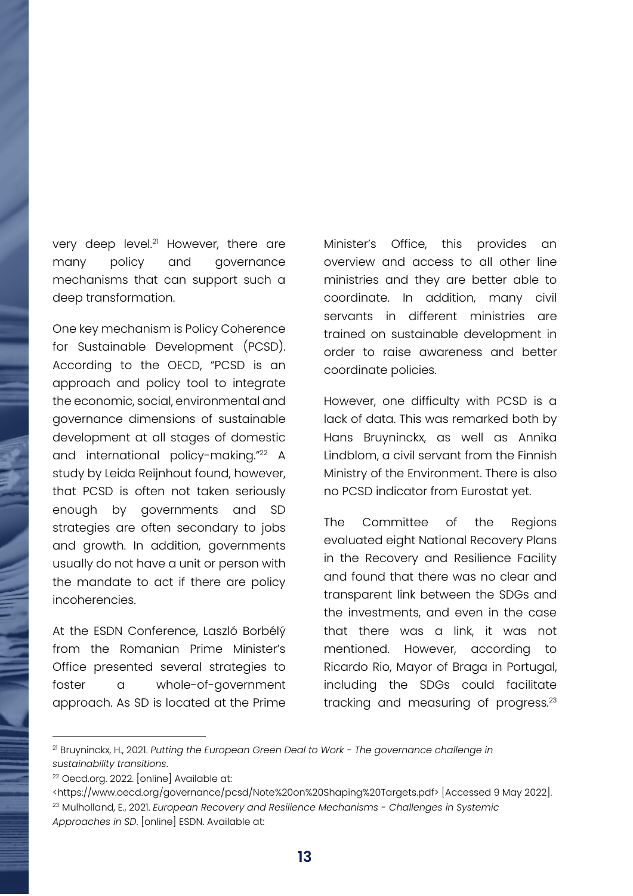very deep level.[21] However, there are many policy and governance mechanisms that can support such a deep transformation.

One key mechanism is Policy Coherence for Sustainable Development (PCSD). According to the OECD, "PCSD is an approach and policy tool to integrate the economic, social, environmental and governance dimensions of sustainable development at all stages of domestic and international policy-making."[22] A study by Leida Reijnhout found, however, that PCSD is often not taken seriously enough by governments and SD strategies are often secondary to jobs and growth. In addition, governments usually do not have a unit or person with the mandate to act if there are policy incoherencies.

At the ESDN Conference, Laszló Borbélý from the Romanian Prime Minister's Office presented several strategies to foster a whole-of-government approach. As SD is located at the Prime Minister's Office, this provides an overview and access to all other line ministries and they are better able to coordinate. In addition, many civil servants in different ministries are trained on sustainable development in order to raise awareness and better coordinate policies.

However, one difficulty with PCSD is a lack of data. This was remarked both by Hans Bruyninckx, as well as Annika Lindblom, a civil servant from the Finnish Ministry of the Environment. There is also no PCSD indicator from Eurostat yet.

The Committee of the Regions evaluated eight National Recovery Plans in the Recovery and Resilience Facility and found that there was no clear and transparent link between the SDGs and the investments, and even in the case that there was a link, it was not mentioned. However, according to Ricardo Rio, Mayor of Braga in Portugal, including the SDGs could facilitate tracking and measuring of progress.[23]

---

[21] Bruyninckx, H., 2021. *Putting the European Green Deal to Work - The governance challenge in sustainability transitions*.

[22] Oecd.org. 2022. [online] Available at: <https://www.oecd.org/governance/pcsd/Note%20on%20Shaping%20Targets.pdf> [Accessed 9 May 2022].

[23] Mulholland, E., 2021. *European Recovery and Resilience Mechanisms - Challenges in Systemic Approaches in SD*. [online] ESDN. Available at: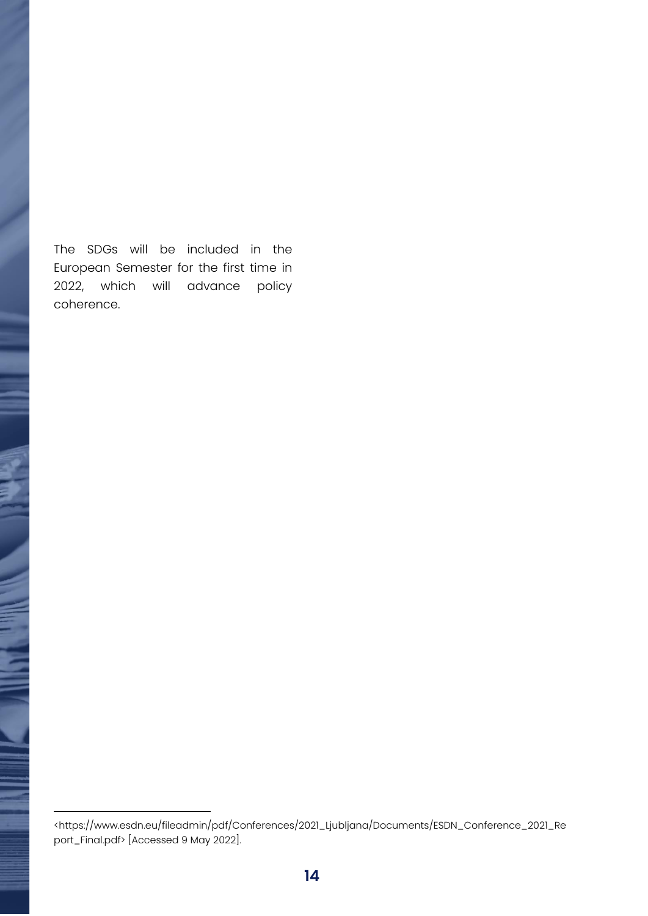The SDGs will be included in the European Semester for the first time in 2022, which will advance policy coherence.

<https://www.esdn.eu/fileadmin/pdf/Conferences/2021_Ljubljana/Documents/ESDN_Conference_2021_Report_Final.pdf> [Accessed 9 May 2022].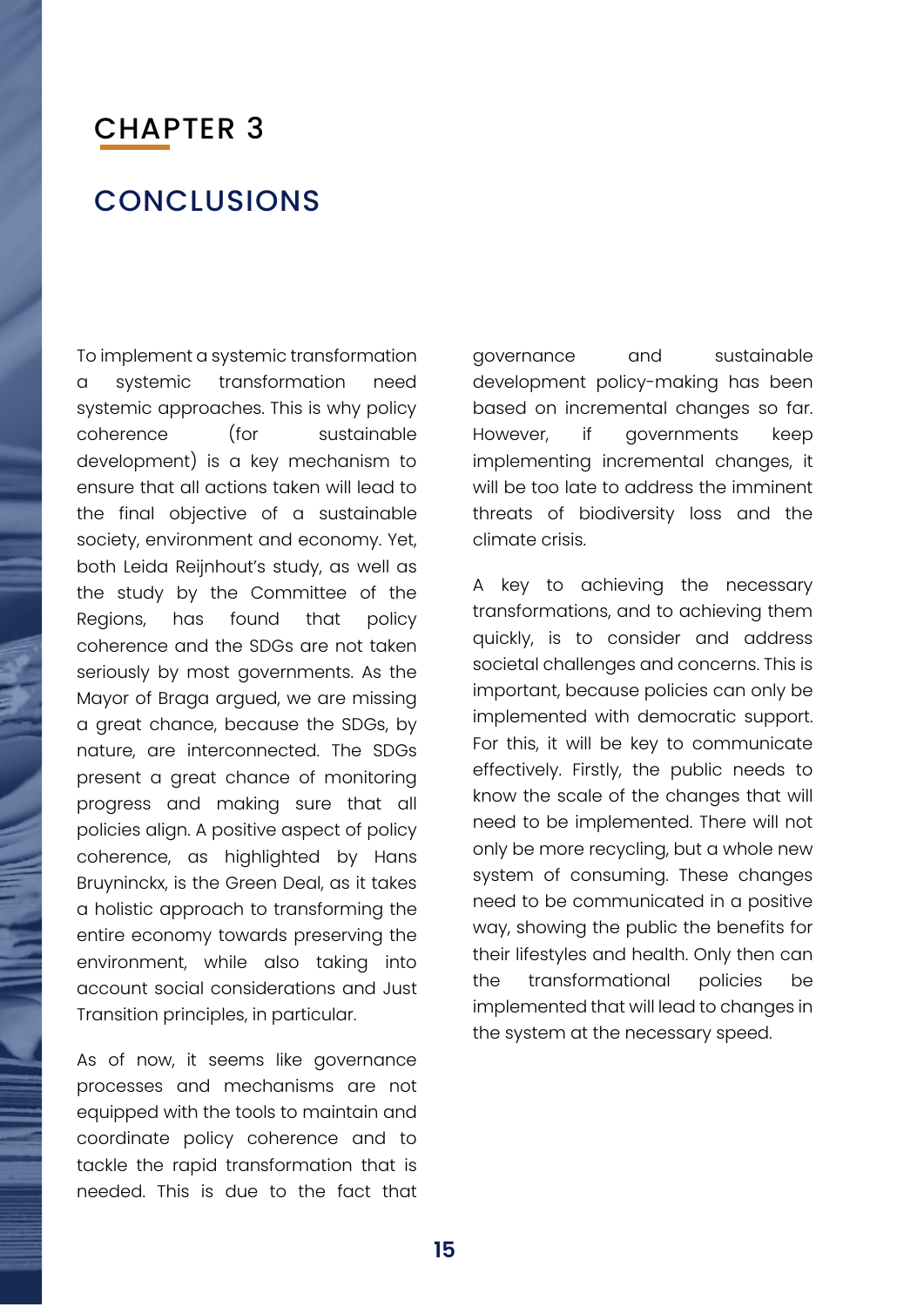# CHAPTER 3

## CONCLUSIONS

To implement a systemic transformation a systemic transformation need systemic approaches. This is why policy coherence (for sustainable development) is a key mechanism to ensure that all actions taken will lead to the final objective of a sustainable society, environment and economy. Yet, both Leida Reijnhout's study, as well as the study by the Committee of the Regions, has found that policy coherence and the SDGs are not taken seriously by most governments. As the Mayor of Braga argued, we are missing a great chance, because the SDGs, by nature, are interconnected. The SDGs present a great chance of monitoring progress and making sure that all policies align. A positive aspect of policy coherence, as highlighted by Hans Bruyninckx, is the Green Deal, as it takes a holistic approach to transforming the entire economy towards preserving the environment, while also taking into account social considerations and Just Transition principles, in particular.

As of now, it seems like governance processes and mechanisms are not equipped with the tools to maintain and coordinate policy coherence and to tackle the rapid transformation that is needed. This is due to the fact that governance and sustainable development policy-making has been based on incremental changes so far. However, if governments keep implementing incremental changes, it will be too late to address the imminent threats of biodiversity loss and the climate crisis.

A key to achieving the necessary transformations, and to achieving them quickly, is to consider and address societal challenges and concerns. This is important, because policies can only be implemented with democratic support. For this, it will be key to communicate effectively. Firstly, the public needs to know the scale of the changes that will need to be implemented. There will not only be more recycling, but a whole new system of consuming. These changes need to be communicated in a positive way, showing the public the benefits for their lifestyles and health. Only then can the transformational policies be implemented that will lead to changes in the system at the necessary speed.